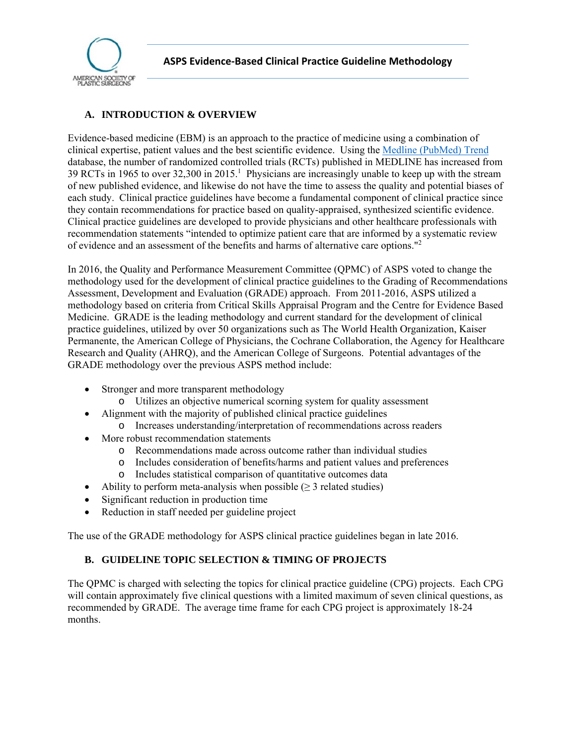# ASPS Evidence-Based Clinical Practice Guideline Methodology

## A. INTRODUCTION & OVERVIEW

Evidence-based medicine (EBM) is an approach to the practice of medicine using a combination of clinical expertise, patient values and the best scientific evidence. Using the Medline (PubMed) Trend database, the number of randomized controlled trials (RCTs) published in MEDLINE has increased from 39 RCTs in 1965 to over 32,300 in 2015.[1] Physicians are increasingly unable to keep up with the stream of new published evidence, and likewise do not have the time to assess the quality and potential biases of each study. Clinical practice guidelines have become a fundamental component of clinical practice since they contain recommendations for practice based on quality-appraised, synthesized scientific evidence. Clinical practice guidelines are developed to provide physicians and other healthcare professionals with recommendation statements "intended to optimize patient care that are informed by a systematic review of evidence and an assessment of the benefits and harms of alternative care options."[2]

In 2016, the Quality and Performance Measurement Committee (QPMC) of ASPS voted to change the methodology used for the development of clinical practice guidelines to the Grading of Recommendations Assessment, Development and Evaluation (GRADE) approach. From 2011-2016, ASPS utilized a methodology based on criteria from Critical Skills Appraisal Program and the Centre for Evidence Based Medicine. GRADE is the leading methodology and current standard for the development of clinical practice guidelines, utilized by over 50 organizations such as The World Health Organization, Kaiser Permanente, the American College of Physicians, the Cochrane Collaboration, the Agency for Healthcare Research and Quality (AHRQ), and the American College of Surgeons. Potential advantages of the GRADE methodology over the previous ASPS method include:

- Stronger and more transparent methodology
  - Utilizes an objective numerical scorning system for quality assessment
- Alignment with the majority of published clinical practice guidelines
  - Increases understanding/interpretation of recommendations across readers
- More robust recommendation statements
  - Recommendations made across outcome rather than individual studies
  - Includes consideration of benefits/harms and patient values and preferences
  - Includes statistical comparison of quantitative outcomes data
- Ability to perform meta-analysis when possible (≥ 3 related studies)
- Significant reduction in production time
- Reduction in staff needed per guideline project

The use of the GRADE methodology for ASPS clinical practice guidelines began in late 2016.

## B. GUIDELINE TOPIC SELECTION & TIMING OF PROJECTS

The QPMC is charged with selecting the topics for clinical practice guideline (CPG) projects. Each CPG will contain approximately five clinical questions with a limited maximum of seven clinical questions, as recommended by GRADE. The average time frame for each CPG project is approximately 18-24 months.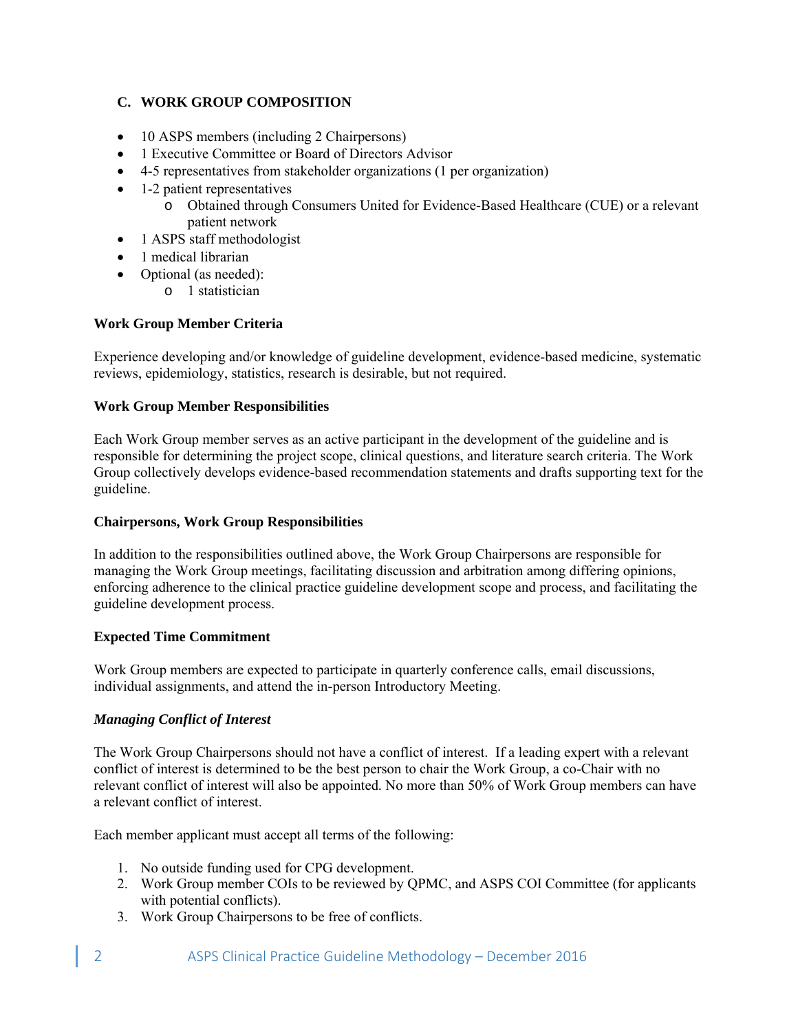## C. WORK GROUP COMPOSITION

- 10 ASPS members (including 2 Chairpersons)
- 1 Executive Committee or Board of Directors Advisor
- 4-5 representatives from stakeholder organizations (1 per organization)
- 1-2 patient representatives
  - Obtained through Consumers United for Evidence-Based Healthcare (CUE) or a relevant patient network
- 1 ASPS staff methodologist
- 1 medical librarian
- Optional (as needed):
  - 1 statistician

### Work Group Member Criteria

Experience developing and/or knowledge of guideline development, evidence-based medicine, systematic reviews, epidemiology, statistics, research is desirable, but not required.

### Work Group Member Responsibilities

Each Work Group member serves as an active participant in the development of the guideline and is responsible for determining the project scope, clinical questions, and literature search criteria. The Work Group collectively develops evidence-based recommendation statements and drafts supporting text for the guideline.

### Chairpersons, Work Group Responsibilities

In addition to the responsibilities outlined above, the Work Group Chairpersons are responsible for managing the Work Group meetings, facilitating discussion and arbitration among differing opinions, enforcing adherence to the clinical practice guideline development scope and process, and facilitating the guideline development process.

### Expected Time Commitment

Work Group members are expected to participate in quarterly conference calls, email discussions, individual assignments, and attend the in-person Introductory Meeting.

### *Managing Conflict of Interest*

The Work Group Chairpersons should not have a conflict of interest. If a leading expert with a relevant conflict of interest is determined to be the best person to chair the Work Group, a co-Chair with no relevant conflict of interest will also be appointed. No more than 50% of Work Group members can have a relevant conflict of interest.

Each member applicant must accept all terms of the following:

1. No outside funding used for CPG development.
2. Work Group member COIs to be reviewed by QPMC, and ASPS COI Committee (for applicants with potential conflicts).
3. Work Group Chairpersons to be free of conflicts.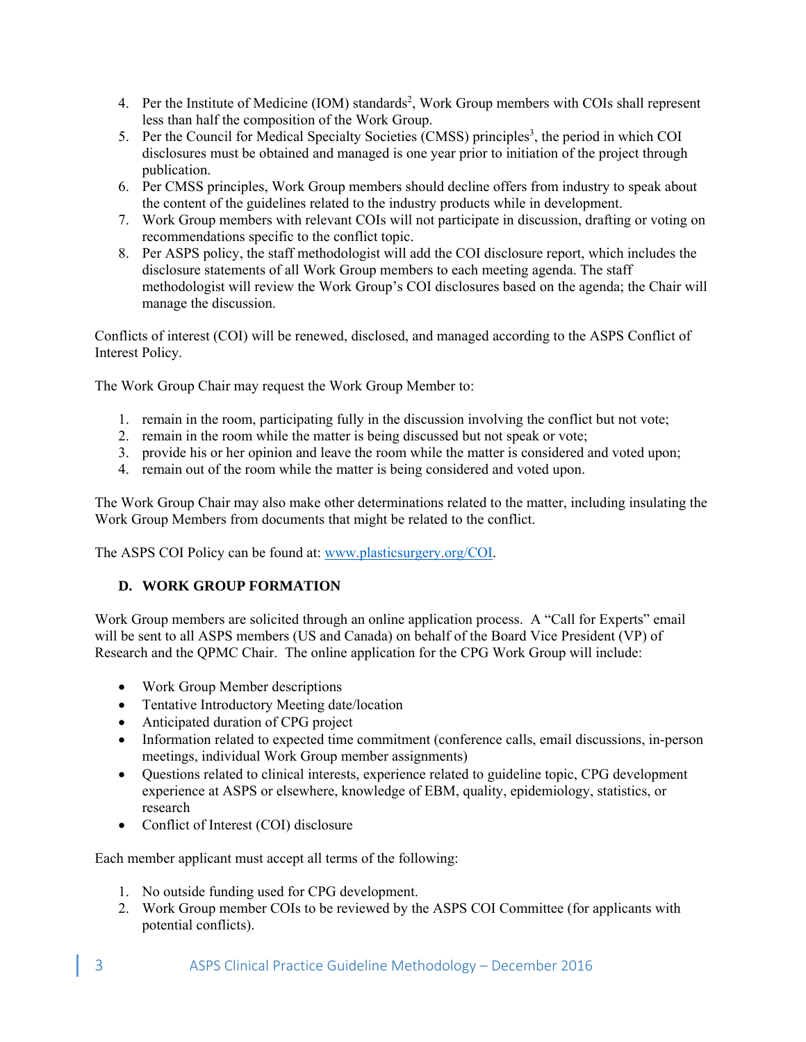4. Per the Institute of Medicine (IOM) standards[2], Work Group members with COIs shall represent less than half the composition of the Work Group.
5. Per the Council for Medical Specialty Societies (CMSS) principles[3], the period in which COI disclosures must be obtained and managed is one year prior to initiation of the project through publication.
6. Per CMSS principles, Work Group members should decline offers from industry to speak about the content of the guidelines related to the industry products while in development.
7. Work Group members with relevant COIs will not participate in discussion, drafting or voting on recommendations specific to the conflict topic.
8. Per ASPS policy, the staff methodologist will add the COI disclosure report, which includes the disclosure statements of all Work Group members to each meeting agenda. The staff methodologist will review the Work Group's COI disclosures based on the agenda; the Chair will manage the discussion.

Conflicts of interest (COI) will be renewed, disclosed, and managed according to the ASPS Conflict of Interest Policy.

The Work Group Chair may request the Work Group Member to:

1. remain in the room, participating fully in the discussion involving the conflict but not vote;
2. remain in the room while the matter is being discussed but not speak or vote;
3. provide his or her opinion and leave the room while the matter is considered and voted upon;
4. remain out of the room while the matter is being considered and voted upon.

The Work Group Chair may also make other determinations related to the matter, including insulating the Work Group Members from documents that might be related to the conflict.

The ASPS COI Policy can be found at: www.plasticsurgery.org/COI.

### D. WORK GROUP FORMATION

Work Group members are solicited through an online application process. A "Call for Experts" email will be sent to all ASPS members (US and Canada) on behalf of the Board Vice President (VP) of Research and the QPMC Chair. The online application for the CPG Work Group will include:

- Work Group Member descriptions
- Tentative Introductory Meeting date/location
- Anticipated duration of CPG project
- Information related to expected time commitment (conference calls, email discussions, in-person meetings, individual Work Group member assignments)
- Questions related to clinical interests, experience related to guideline topic, CPG development experience at ASPS or elsewhere, knowledge of EBM, quality, epidemiology, statistics, or research
- Conflict of Interest (COI) disclosure

Each member applicant must accept all terms of the following:

1. No outside funding used for CPG development.
2. Work Group member COIs to be reviewed by the ASPS COI Committee (for applicants with potential conflicts).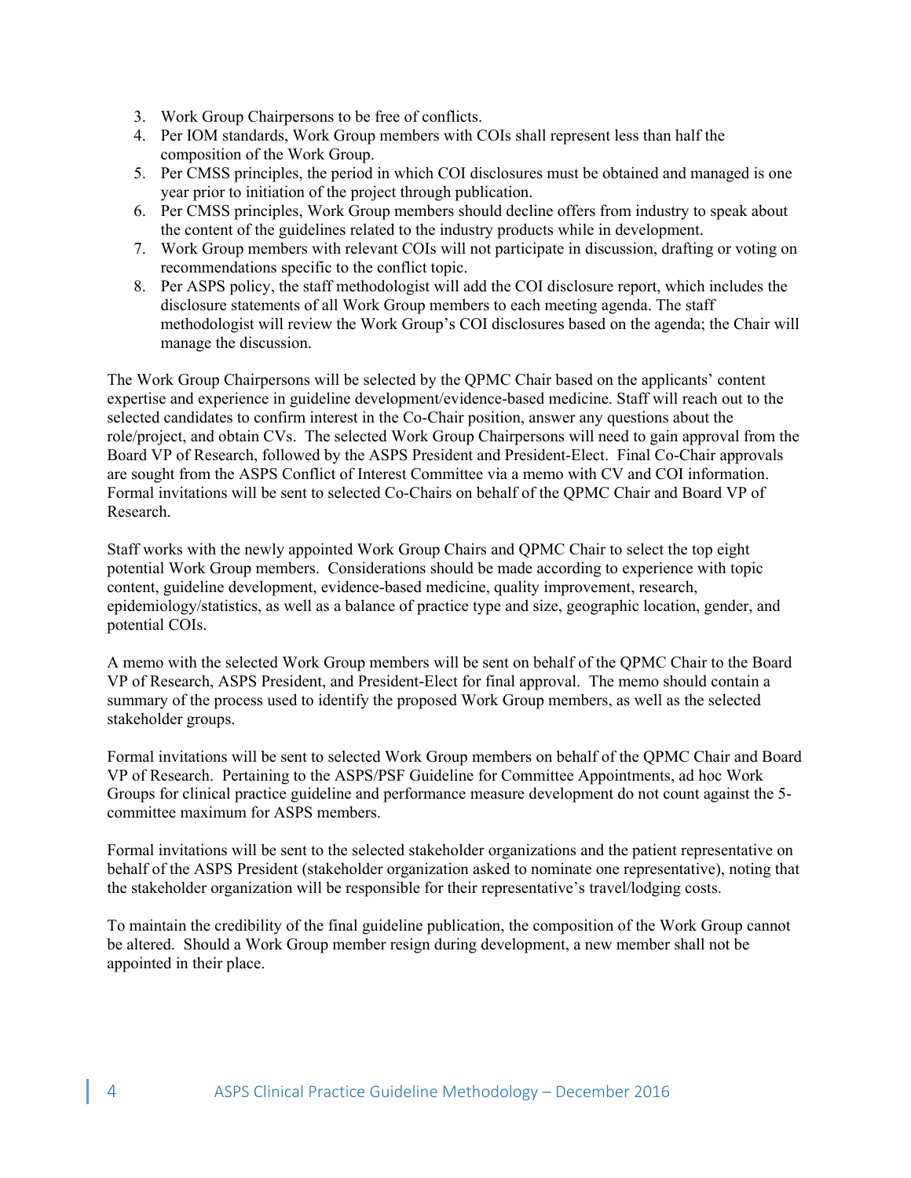3. Work Group Chairpersons to be free of conflicts.
4. Per IOM standards, Work Group members with COIs shall represent less than half the composition of the Work Group.
5. Per CMSS principles, the period in which COI disclosures must be obtained and managed is one year prior to initiation of the project through publication.
6. Per CMSS principles, Work Group members should decline offers from industry to speak about the content of the guidelines related to the industry products while in development.
7. Work Group members with relevant COIs will not participate in discussion, drafting or voting on recommendations specific to the conflict topic.
8. Per ASPS policy, the staff methodologist will add the COI disclosure report, which includes the disclosure statements of all Work Group members to each meeting agenda. The staff methodologist will review the Work Group's COI disclosures based on the agenda; the Chair will manage the discussion.

The Work Group Chairpersons will be selected by the QPMC Chair based on the applicants' content expertise and experience in guideline development/evidence-based medicine. Staff will reach out to the selected candidates to confirm interest in the Co-Chair position, answer any questions about the role/project, and obtain CVs. The selected Work Group Chairpersons will need to gain approval from the Board VP of Research, followed by the ASPS President and President-Elect. Final Co-Chair approvals are sought from the ASPS Conflict of Interest Committee via a memo with CV and COI information. Formal invitations will be sent to selected Co-Chairs on behalf of the QPMC Chair and Board VP of Research.

Staff works with the newly appointed Work Group Chairs and QPMC Chair to select the top eight potential Work Group members. Considerations should be made according to experience with topic content, guideline development, evidence-based medicine, quality improvement, research, epidemiology/statistics, as well as a balance of practice type and size, geographic location, gender, and potential COIs.

A memo with the selected Work Group members will be sent on behalf of the QPMC Chair to the Board VP of Research, ASPS President, and President-Elect for final approval. The memo should contain a summary of the process used to identify the proposed Work Group members, as well as the selected stakeholder groups.

Formal invitations will be sent to selected Work Group members on behalf of the QPMC Chair and Board VP of Research. Pertaining to the ASPS/PSF Guideline for Committee Appointments, ad hoc Work Groups for clinical practice guideline and performance measure development do not count against the 5-committee maximum for ASPS members.

Formal invitations will be sent to the selected stakeholder organizations and the patient representative on behalf of the ASPS President (stakeholder organization asked to nominate one representative), noting that the stakeholder organization will be responsible for their representative's travel/lodging costs.

To maintain the credibility of the final guideline publication, the composition of the Work Group cannot be altered. Should a Work Group member resign during development, a new member shall not be appointed in their place.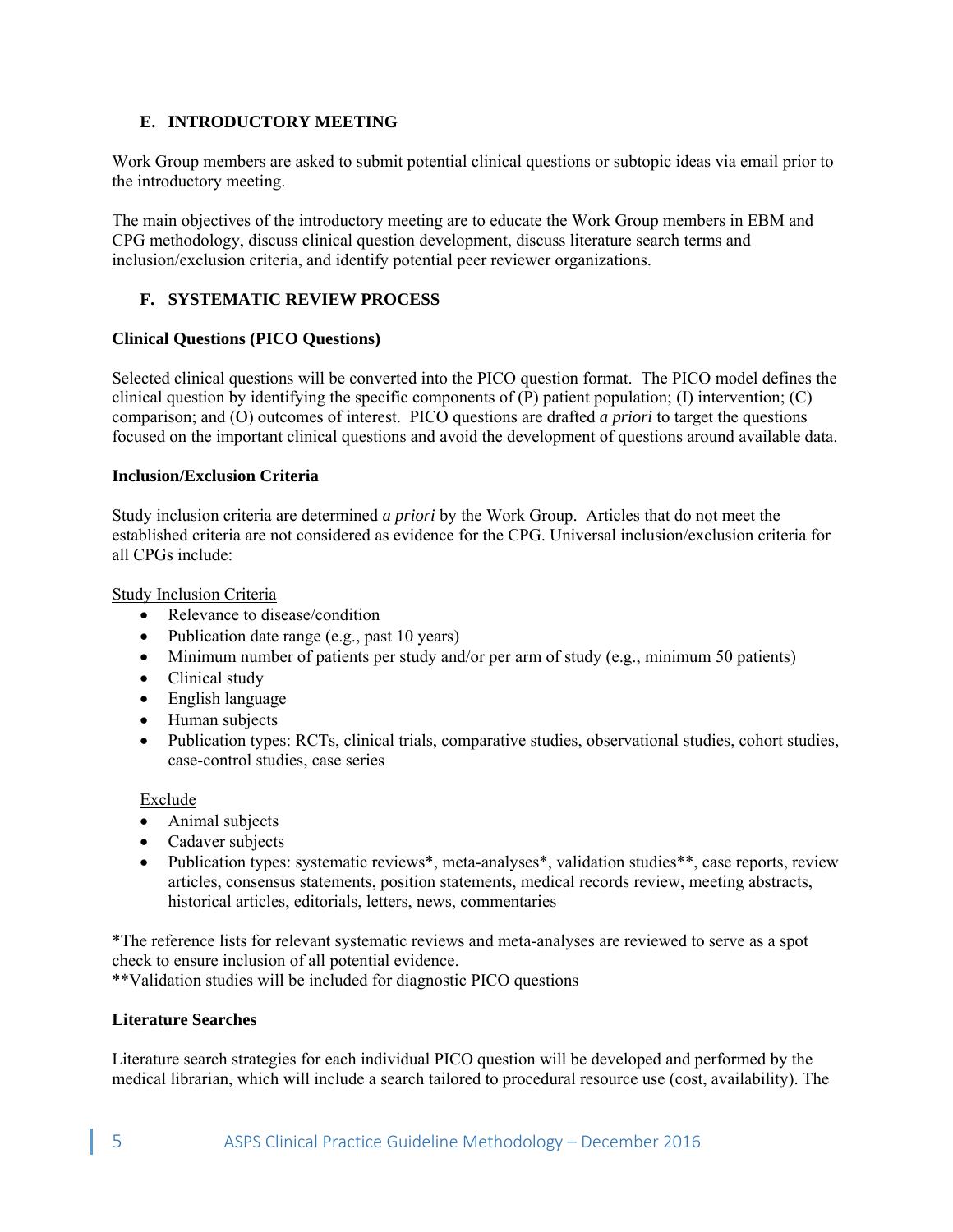### E. INTRODUCTORY MEETING

Work Group members are asked to submit potential clinical questions or subtopic ideas via email prior to the introductory meeting.

The main objectives of the introductory meeting are to educate the Work Group members in EBM and CPG methodology, discuss clinical question development, discuss literature search terms and inclusion/exclusion criteria, and identify potential peer reviewer organizations.

### F. SYSTEMATIC REVIEW PROCESS

**Clinical Questions (PICO Questions)**

Selected clinical questions will be converted into the PICO question format. The PICO model defines the clinical question by identifying the specific components of (P) patient population; (I) intervention; (C) comparison; and (O) outcomes of interest. PICO questions are drafted *a priori* to target the questions focused on the important clinical questions and avoid the development of questions around available data.

**Inclusion/Exclusion Criteria**

Study inclusion criteria are determined *a priori* by the Work Group. Articles that do not meet the established criteria are not considered as evidence for the CPG. Universal inclusion/exclusion criteria for all CPGs include:

Study Inclusion Criteria

- Relevance to disease/condition
- Publication date range (e.g., past 10 years)
- Minimum number of patients per study and/or per arm of study (e.g., minimum 50 patients)
- Clinical study
- English language
- Human subjects
- Publication types: RCTs, clinical trials, comparative studies, observational studies, cohort studies, case-control studies, case series

Exclude

- Animal subjects
- Cadaver subjects
- Publication types: systematic reviews*, meta-analyses*, validation studies**, case reports, review articles, consensus statements, position statements, medical records review, meeting abstracts, historical articles, editorials, letters, news, commentaries

*The reference lists for relevant systematic reviews and meta-analyses are reviewed to serve as a spot check to ensure inclusion of all potential evidence.
**Validation studies will be included for diagnostic PICO questions

**Literature Searches**

Literature search strategies for each individual PICO question will be developed and performed by the medical librarian, which will include a search tailored to procedural resource use (cost, availability). The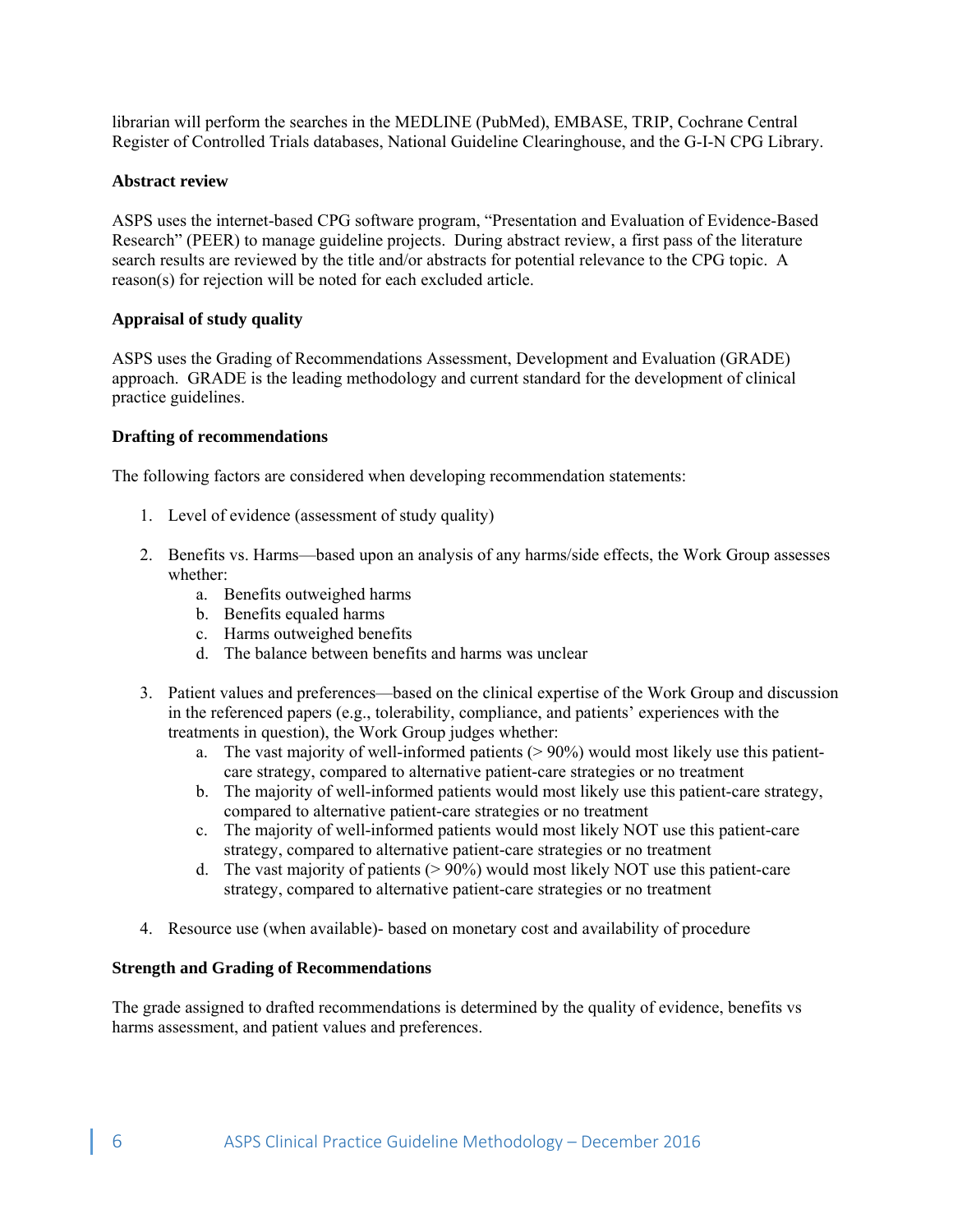librarian will perform the searches in the MEDLINE (PubMed), EMBASE, TRIP, Cochrane Central Register of Controlled Trials databases, National Guideline Clearinghouse, and the G-I-N CPG Library.

**Abstract review**

ASPS uses the internet-based CPG software program, "Presentation and Evaluation of Evidence-Based Research" (PEER) to manage guideline projects. During abstract review, a first pass of the literature search results are reviewed by the title and/or abstracts for potential relevance to the CPG topic. A reason(s) for rejection will be noted for each excluded article.

**Appraisal of study quality**

ASPS uses the Grading of Recommendations Assessment, Development and Evaluation (GRADE) approach. GRADE is the leading methodology and current standard for the development of clinical practice guidelines.

**Drafting of recommendations**

The following factors are considered when developing recommendation statements:

1. Level of evidence (assessment of study quality)

2. Benefits vs. Harms—based upon an analysis of any harms/side effects, the Work Group assesses whether:
    a. Benefits outweighed harms
    b. Benefits equaled harms
    c. Harms outweighed benefits
    d. The balance between benefits and harms was unclear

3. Patient values and preferences—based on the clinical expertise of the Work Group and discussion in the referenced papers (e.g., tolerability, compliance, and patients' experiences with the treatments in question), the Work Group judges whether:
    a. The vast majority of well-informed patients (> 90%) would most likely use this patient-care strategy, compared to alternative patient-care strategies or no treatment
    b. The majority of well-informed patients would most likely use this patient-care strategy, compared to alternative patient-care strategies or no treatment
    c. The majority of well-informed patients would most likely NOT use this patient-care strategy, compared to alternative patient-care strategies or no treatment
    d. The vast majority of patients (> 90%) would most likely NOT use this patient-care strategy, compared to alternative patient-care strategies or no treatment

4. Resource use (when available)- based on monetary cost and availability of procedure

**Strength and Grading of Recommendations**

The grade assigned to drafted recommendations is determined by the quality of evidence, benefits vs harms assessment, and patient values and preferences.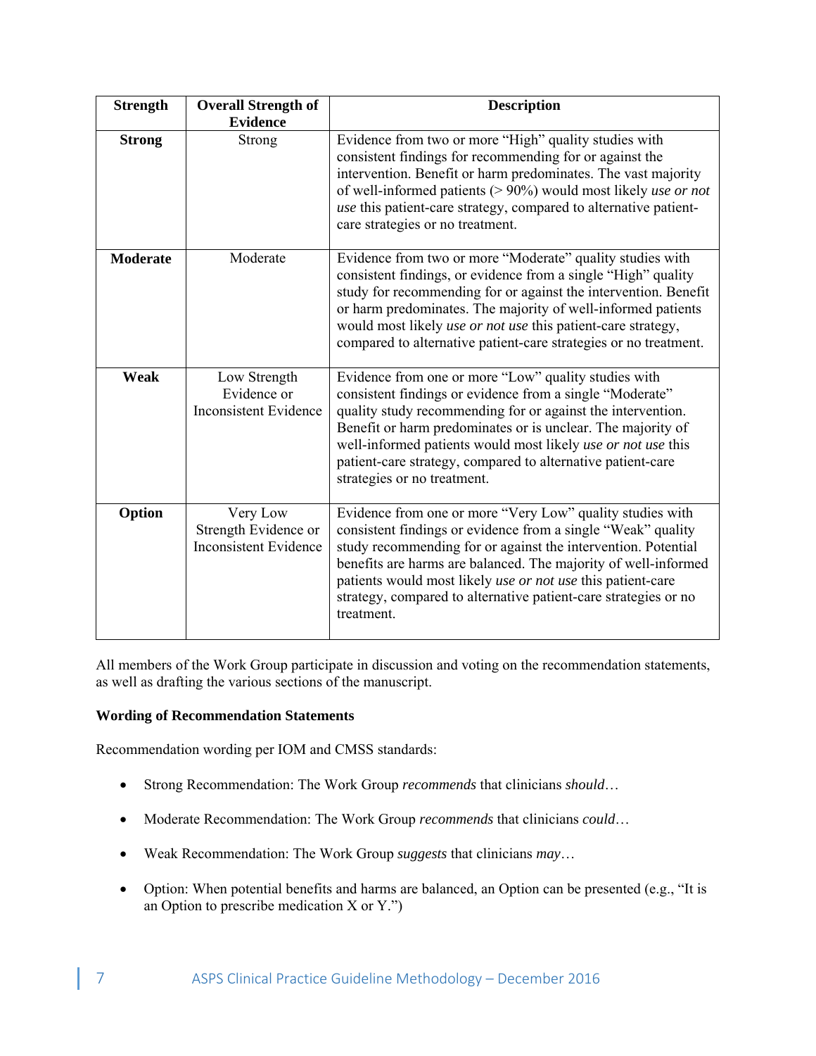| Strength | Overall Strength of Evidence | Description |
|---|---|---|
| **Strong** | Strong | Evidence from two or more "High" quality studies with consistent findings for recommending for or against the intervention. Benefit or harm predominates. The vast majority of well-informed patients (> 90%) would most likely *use or not use* this patient-care strategy, compared to alternative patient-care strategies or no treatment. |
| **Moderate** | Moderate | Evidence from two or more "Moderate" quality studies with consistent findings, or evidence from a single "High" quality study for recommending for or against the intervention. Benefit or harm predominates. The majority of well-informed patients would most likely *use or not use* this patient-care strategy, compared to alternative patient-care strategies or no treatment. |
| **Weak** | Low Strength Evidence or Inconsistent Evidence | Evidence from one or more "Low" quality studies with consistent findings or evidence from a single "Moderate" quality study recommending for or against the intervention. Benefit or harm predominates or is unclear. The majority of well-informed patients would most likely *use or not use* this patient-care strategy, compared to alternative patient-care strategies or no treatment. |
| **Option** | Very Low Strength Evidence or Inconsistent Evidence | Evidence from one or more "Very Low" quality studies with consistent findings or evidence from a single "Weak" quality study recommending for or against the intervention. Potential benefits are harms are balanced. The majority of well-informed patients would most likely *use or not use* this patient-care strategy, compared to alternative patient-care strategies or no treatment. |

All members of the Work Group participate in discussion and voting on the recommendation statements, as well as drafting the various sections of the manuscript.

**Wording of Recommendation Statements**

Recommendation wording per IOM and CMSS standards:

- Strong Recommendation: The Work Group *recommends* that clinicians *should*…
- Moderate Recommendation: The Work Group *recommends* that clinicians *could*…
- Weak Recommendation: The Work Group *suggests* that clinicians *may*…
- Option: When potential benefits and harms are balanced, an Option can be presented (e.g., "It is an Option to prescribe medication X or Y.")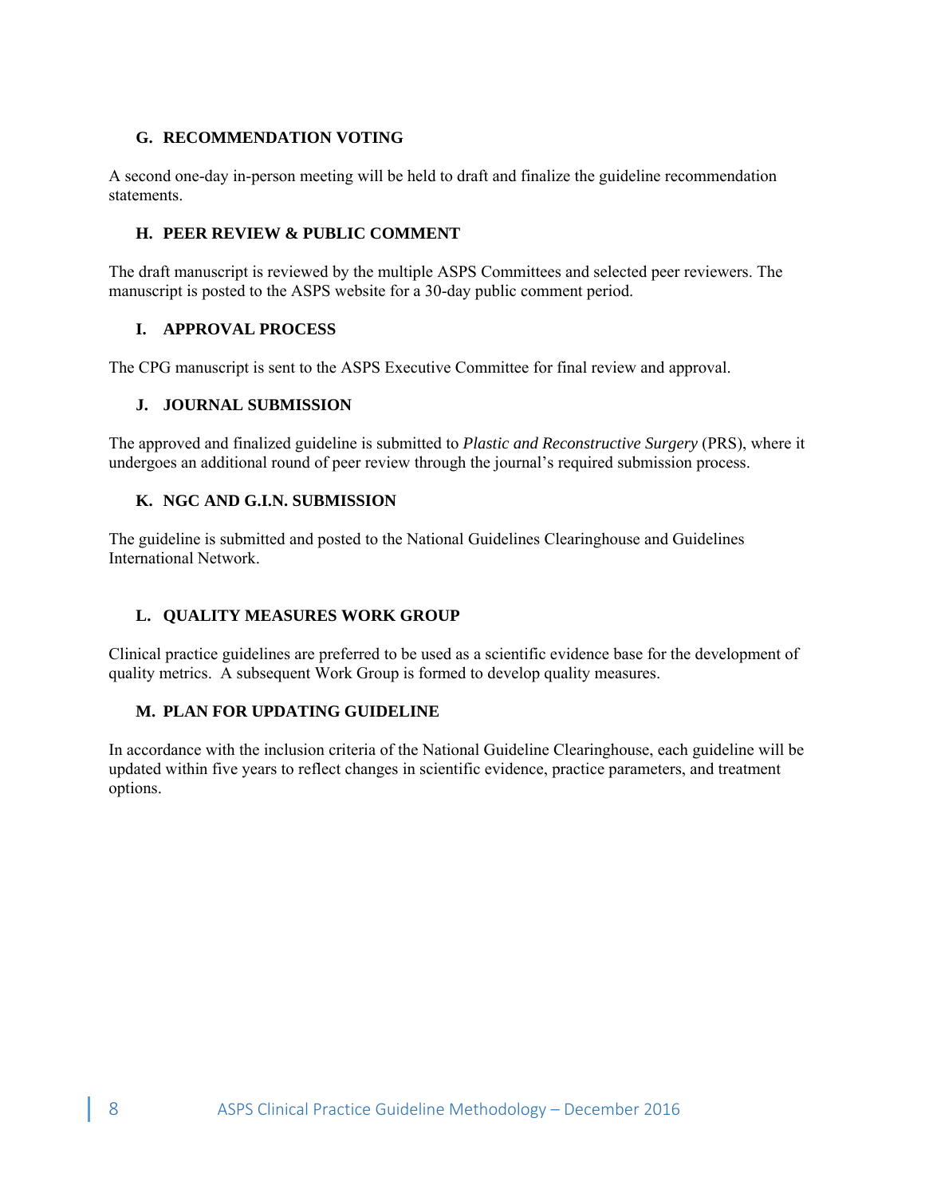### G. RECOMMENDATION VOTING

A second one-day in-person meeting will be held to draft and finalize the guideline recommendation statements.

### H. PEER REVIEW & PUBLIC COMMENT

The draft manuscript is reviewed by the multiple ASPS Committees and selected peer reviewers. The manuscript is posted to the ASPS website for a 30-day public comment period.

### I. APPROVAL PROCESS

The CPG manuscript is sent to the ASPS Executive Committee for final review and approval.

### J. JOURNAL SUBMISSION

The approved and finalized guideline is submitted to *Plastic and Reconstructive Surgery* (PRS), where it undergoes an additional round of peer review through the journal's required submission process.

### K. NGC AND G.I.N. SUBMISSION

The guideline is submitted and posted to the National Guidelines Clearinghouse and Guidelines International Network.

### L. QUALITY MEASURES WORK GROUP

Clinical practice guidelines are preferred to be used as a scientific evidence base for the development of quality metrics. A subsequent Work Group is formed to develop quality measures.

### M. PLAN FOR UPDATING GUIDELINE

In accordance with the inclusion criteria of the National Guideline Clearinghouse, each guideline will be updated within five years to reflect changes in scientific evidence, practice parameters, and treatment options.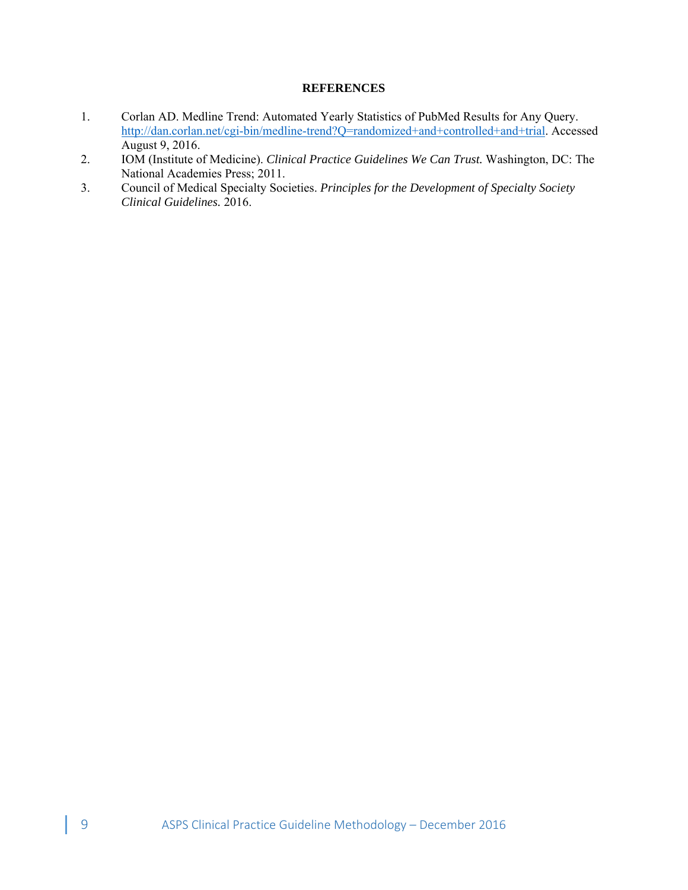## REFERENCES

1. Corlan AD. Medline Trend: Automated Yearly Statistics of PubMed Results for Any Query. http://dan.corlan.net/cgi-bin/medline-trend?Q=randomized+and+controlled+and+trial. Accessed August 9, 2016.
2. IOM (Institute of Medicine). *Clinical Practice Guidelines We Can Trust.* Washington, DC: The National Academies Press; 2011.
3. Council of Medical Specialty Societies. *Principles for the Development of Specialty Society Clinical Guidelines.* 2016.